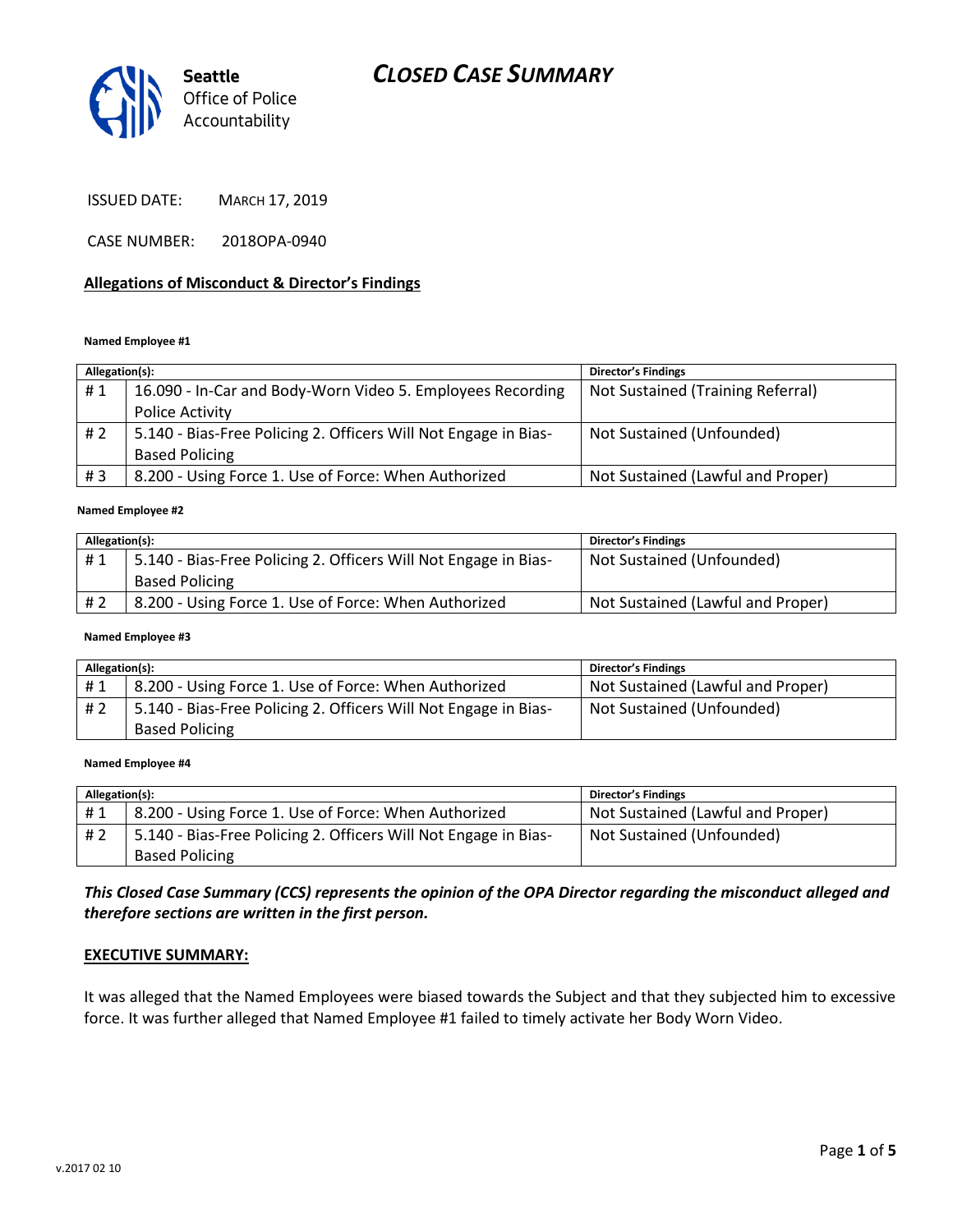Seattle Office of Police Accountability

# CLOSED CASE SUMMARY

ISSUED DATE: MARCH 17, 2019

CASE NUMBER: 2018OPA-0940

## Allegations of Misconduct & Director's Findings

**Named Employee #1**

| Allegation(s): | | Director's Findings |
|---|---|---|
| # 1 | 16.090 - In-Car and Body-Worn Video 5. Employees Recording Police Activity | Not Sustained (Training Referral) |
| # 2 | 5.140 - Bias-Free Policing 2. Officers Will Not Engage in Bias-Based Policing | Not Sustained (Unfounded) |
| # 3 | 8.200 - Using Force 1. Use of Force: When Authorized | Not Sustained (Lawful and Proper) |

**Named Employee #2**

| Allegation(s): | | Director's Findings |
|---|---|---|
| # 1 | 5.140 - Bias-Free Policing 2. Officers Will Not Engage in Bias-Based Policing | Not Sustained (Unfounded) |
| # 2 | 8.200 - Using Force 1. Use of Force: When Authorized | Not Sustained (Lawful and Proper) |

**Named Employee #3**

| Allegation(s): | | Director's Findings |
|---|---|---|
| # 1 | 8.200 - Using Force 1. Use of Force: When Authorized | Not Sustained (Lawful and Proper) |
| # 2 | 5.140 - Bias-Free Policing 2. Officers Will Not Engage in Bias-Based Policing | Not Sustained (Unfounded) |

**Named Employee #4**

| Allegation(s): | | Director's Findings |
|---|---|---|
| # 1 | 8.200 - Using Force 1. Use of Force: When Authorized | Not Sustained (Lawful and Proper) |
| # 2 | 5.140 - Bias-Free Policing 2. Officers Will Not Engage in Bias-Based Policing | Not Sustained (Unfounded) |

***This Closed Case Summary (CCS) represents the opinion of the OPA Director regarding the misconduct alleged and therefore sections are written in the first person.***

## EXECUTIVE SUMMARY:

It was alleged that the Named Employees were biased towards the Subject and that they subjected him to excessive force. It was further alleged that Named Employee #1 failed to timely activate her Body Worn Video.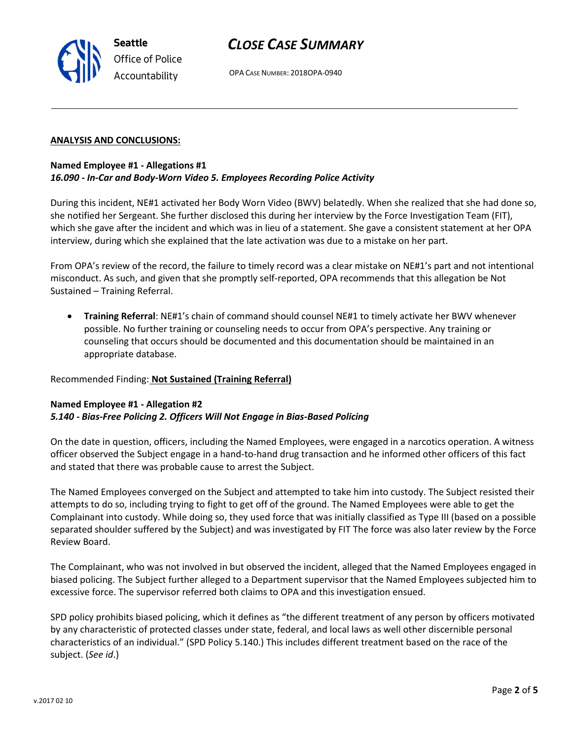**ANALYSIS AND CONCLUSIONS:**

**Named Employee #1 - Allegations #1**
***16.090 - In-Car and Body-Worn Video 5. Employees Recording Police Activity***

During this incident, NE#1 activated her Body Worn Video (BWV) belatedly. When she realized that she had done so, she notified her Sergeant. She further disclosed this during her interview by the Force Investigation Team (FIT), which she gave after the incident and which was in lieu of a statement. She gave a consistent statement at her OPA interview, during which she explained that the late activation was due to a mistake on her part.

From OPA's review of the record, the failure to timely record was a clear mistake on NE#1's part and not intentional misconduct. As such, and given that she promptly self-reported, OPA recommends that this allegation be Not Sustained – Training Referral.

- **Training Referral**: NE#1's chain of command should counsel NE#1 to timely activate her BWV whenever possible. No further training or counseling needs to occur from OPA's perspective. Any training or counseling that occurs should be documented and this documentation should be maintained in an appropriate database.

Recommended Finding: **Not Sustained (Training Referral)**

**Named Employee #1 - Allegation #2**
***5.140 - Bias-Free Policing 2. Officers Will Not Engage in Bias-Based Policing***

On the date in question, officers, including the Named Employees, were engaged in a narcotics operation. A witness officer observed the Subject engage in a hand-to-hand drug transaction and he informed other officers of this fact and stated that there was probable cause to arrest the Subject.

The Named Employees converged on the Subject and attempted to take him into custody. The Subject resisted their attempts to do so, including trying to fight to get off of the ground. The Named Employees were able to get the Complainant into custody. While doing so, they used force that was initially classified as Type III (based on a possible separated shoulder suffered by the Subject) and was investigated by FIT The force was also later review by the Force Review Board.

The Complainant, who was not involved in but observed the incident, alleged that the Named Employees engaged in biased policing. The Subject further alleged to a Department supervisor that the Named Employees subjected him to excessive force. The supervisor referred both claims to OPA and this investigation ensued.

SPD policy prohibits biased policing, which it defines as "the different treatment of any person by officers motivated by any characteristic of protected classes under state, federal, and local laws as well other discernible personal characteristics of an individual." (SPD Policy 5.140.) This includes different treatment based on the race of the subject. (*See id*.)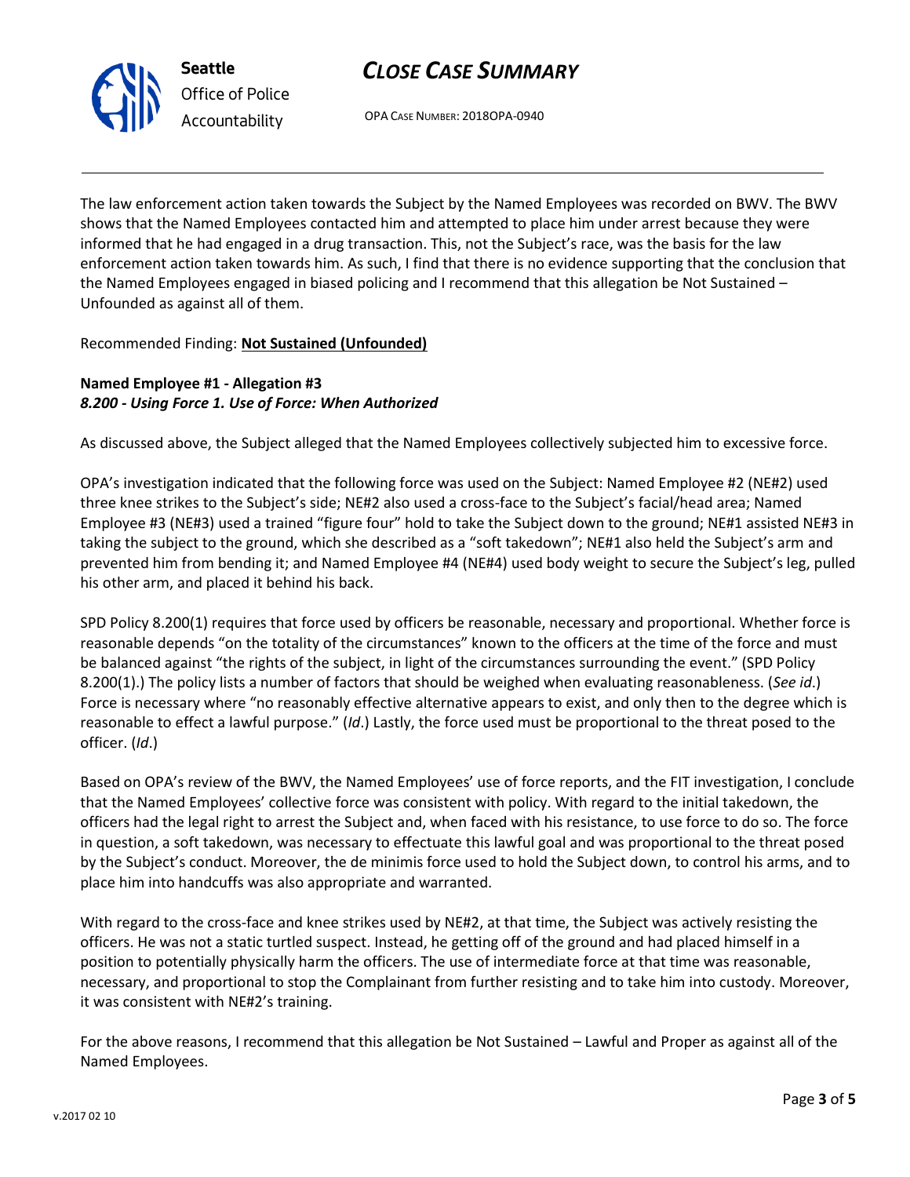The law enforcement action taken towards the Subject by the Named Employees was recorded on BWV. The BWV shows that the Named Employees contacted him and attempted to place him under arrest because they were informed that he had engaged in a drug transaction. This, not the Subject's race, was the basis for the law enforcement action taken towards him. As such, I find that there is no evidence supporting that the conclusion that the Named Employees engaged in biased policing and I recommend that this allegation be Not Sustained – Unfounded as against all of them.

Recommended Finding: **Not Sustained (Unfounded)**

**Named Employee #1 - Allegation #3**
***8.200 - Using Force 1. Use of Force: When Authorized***

As discussed above, the Subject alleged that the Named Employees collectively subjected him to excessive force.

OPA's investigation indicated that the following force was used on the Subject: Named Employee #2 (NE#2) used three knee strikes to the Subject's side; NE#2 also used a cross-face to the Subject's facial/head area; Named Employee #3 (NE#3) used a trained "figure four" hold to take the Subject down to the ground; NE#1 assisted NE#3 in taking the subject to the ground, which she described as a "soft takedown"; NE#1 also held the Subject's arm and prevented him from bending it; and Named Employee #4 (NE#4) used body weight to secure the Subject's leg, pulled his other arm, and placed it behind his back.

SPD Policy 8.200(1) requires that force used by officers be reasonable, necessary and proportional. Whether force is reasonable depends "on the totality of the circumstances" known to the officers at the time of the force and must be balanced against "the rights of the subject, in light of the circumstances surrounding the event." (SPD Policy 8.200(1).) The policy lists a number of factors that should be weighed when evaluating reasonableness. (*See id*.) Force is necessary where "no reasonably effective alternative appears to exist, and only then to the degree which is reasonable to effect a lawful purpose." (*Id*.) Lastly, the force used must be proportional to the threat posed to the officer. (*Id*.)

Based on OPA's review of the BWV, the Named Employees' use of force reports, and the FIT investigation, I conclude that the Named Employees' collective force was consistent with policy. With regard to the initial takedown, the officers had the legal right to arrest the Subject and, when faced with his resistance, to use force to do so. The force in question, a soft takedown, was necessary to effectuate this lawful goal and was proportional to the threat posed by the Subject's conduct. Moreover, the de minimis force used to hold the Subject down, to control his arms, and to place him into handcuffs was also appropriate and warranted.

With regard to the cross-face and knee strikes used by NE#2, at that time, the Subject was actively resisting the officers. He was not a static turtled suspect. Instead, he getting off of the ground and had placed himself in a position to potentially physically harm the officers. The use of intermediate force at that time was reasonable, necessary, and proportional to stop the Complainant from further resisting and to take him into custody. Moreover, it was consistent with NE#2's training.

For the above reasons, I recommend that this allegation be Not Sustained – Lawful and Proper as against all of the Named Employees.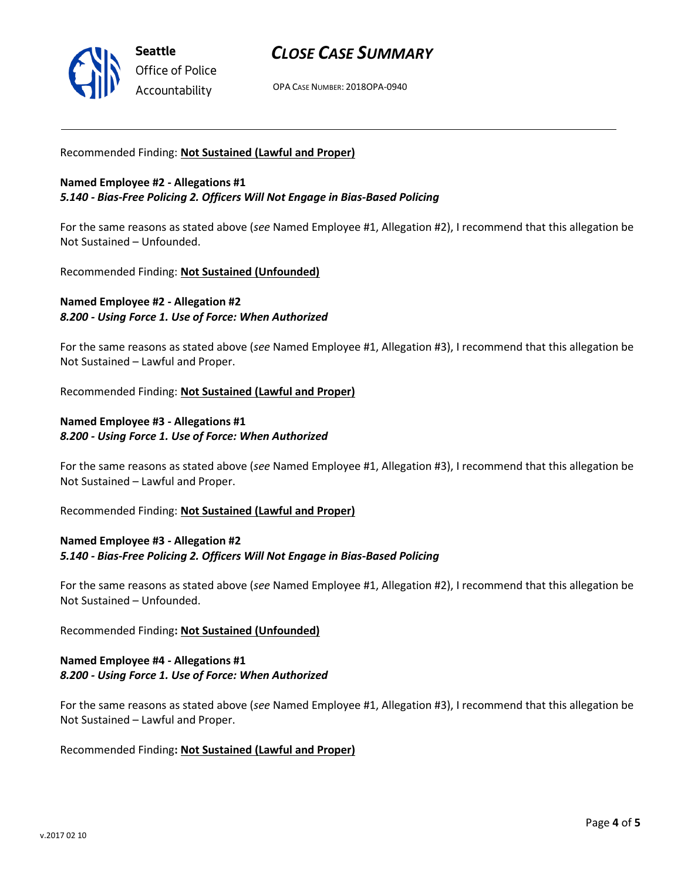Recommended Finding: **Not Sustained (Lawful and Proper)**

**Named Employee #2 - Allegations #1**
***5.140 - Bias-Free Policing 2. Officers Will Not Engage in Bias-Based Policing***

For the same reasons as stated above (*see* Named Employee #1, Allegation #2), I recommend that this allegation be Not Sustained – Unfounded.

Recommended Finding: **Not Sustained (Unfounded)**

**Named Employee #2 - Allegation #2**
***8.200 - Using Force 1. Use of Force: When Authorized***

For the same reasons as stated above (*see* Named Employee #1, Allegation #3), I recommend that this allegation be Not Sustained – Lawful and Proper.

Recommended Finding: **Not Sustained (Lawful and Proper)**

**Named Employee #3 - Allegations #1**
***8.200 - Using Force 1. Use of Force: When Authorized***

For the same reasons as stated above (*see* Named Employee #1, Allegation #3), I recommend that this allegation be Not Sustained – Lawful and Proper.

Recommended Finding: **Not Sustained (Lawful and Proper)**

**Named Employee #3 - Allegation #2**
***5.140 - Bias-Free Policing 2. Officers Will Not Engage in Bias-Based Policing***

For the same reasons as stated above (*see* Named Employee #1, Allegation #2), I recommend that this allegation be Not Sustained – Unfounded.

Recommended Finding**: Not Sustained (Unfounded)**

**Named Employee #4 - Allegations #1**
***8.200 - Using Force 1. Use of Force: When Authorized***

For the same reasons as stated above (*see* Named Employee #1, Allegation #3), I recommend that this allegation be Not Sustained – Lawful and Proper.

Recommended Finding**: Not Sustained (Lawful and Proper)**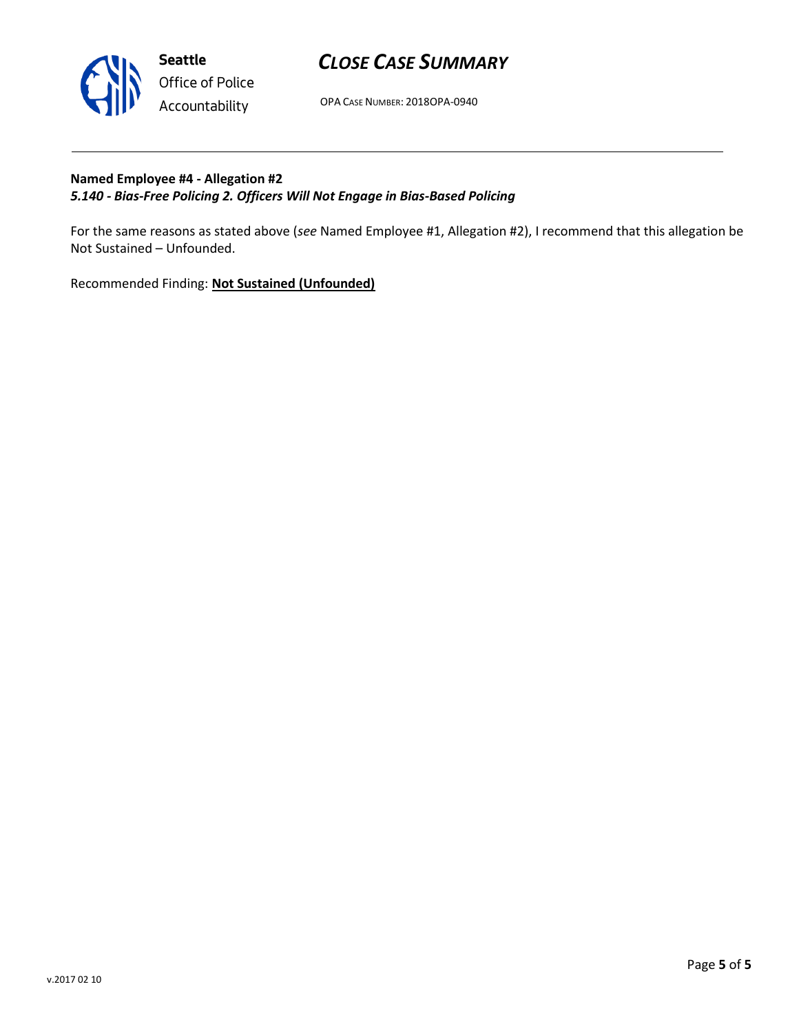**Named Employee #4 - Allegation #2**
***5.140 - Bias-Free Policing 2. Officers Will Not Engage in Bias-Based Policing***

For the same reasons as stated above (*see* Named Employee #1, Allegation #2), I recommend that this allegation be Not Sustained – Unfounded.

Recommended Finding: **Not Sustained (Unfounded)**